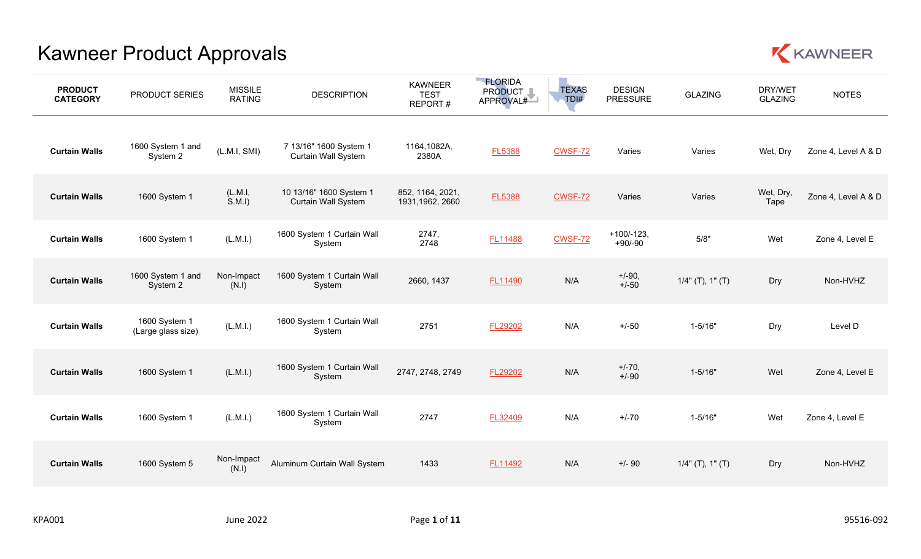# Kawneer Product Approvals

| PRODUCT CATEGORY | PRODUCT SERIES | MISSILE RATING | DESCRIPTION | KAWNEER TEST REPORT # | FLORIDA PRODUCT APPROVAL# | TEXAS TDI# | DESIGN PRESSURE | GLAZING | DRY/WET GLAZING | NOTES |
|---|---|---|---|---|---|---|---|---|---|---|
| **Curtain Walls** | 1600 System 1 and System 2 | (L.M.I, SMI) | 7 13/16" 1600 System 1 Curtain Wall System | 1164,1082A, 2380A | FL5388 | CWSF-72 | Varies | Varies | Wet, Dry | Zone 4, Level A & D |
| **Curtain Walls** | 1600 System 1 | (L.M.I, S.M.I) | 10 13/16" 1600 System 1 Curtain Wall System | 852, 1164, 2021, 1931,1962, 2660 | FL5388 | CWSF-72 | Varies | Varies | Wet, Dry, Tape | Zone 4, Level A & D |
| **Curtain Walls** | 1600 System 1 | (L.M.I.) | 1600 System 1 Curtain Wall System | 2747, 2748 | FL11488 | CWSF-72 | +100/-123, +90/-90 | 5/8" | Wet | Zone 4, Level E |
| **Curtain Walls** | 1600 System 1 and System 2 | Non-Impact (N.I) | 1600 System 1 Curtain Wall System | 2660, 1437 | FL11490 | N/A | +/-90, +/-50 | 1/4" (T), 1" (T) | Dry | Non-HVHZ |
| **Curtain Walls** | 1600 System 1 (Large glass size) | (L.M.I.) | 1600 System 1 Curtain Wall System | 2751 | FL29202 | N/A | +/-50 | 1-5/16" | Dry | Level D |
| **Curtain Walls** | 1600 System 1 | (L.M.I.) | 1600 System 1 Curtain Wall System | 2747, 2748, 2749 | FL29202 | N/A | +/-70, +/-90 | 1-5/16" | Wet | Zone 4, Level E |
| **Curtain Walls** | 1600 System 1 | (L.M.I.) | 1600 System 1 Curtain Wall System | 2747 | FL32409 | N/A | +/-70 | 1-5/16" | Wet | Zone 4, Level E |
| **Curtain Walls** | 1600 System 5 | Non-Impact (N.I) | Aluminum Curtain Wall System | 1433 | FL11492 | N/A | +/- 90 | 1/4" (T), 1" (T) | Dry | Non-HVHZ |

KPA001 June 2022 95516-092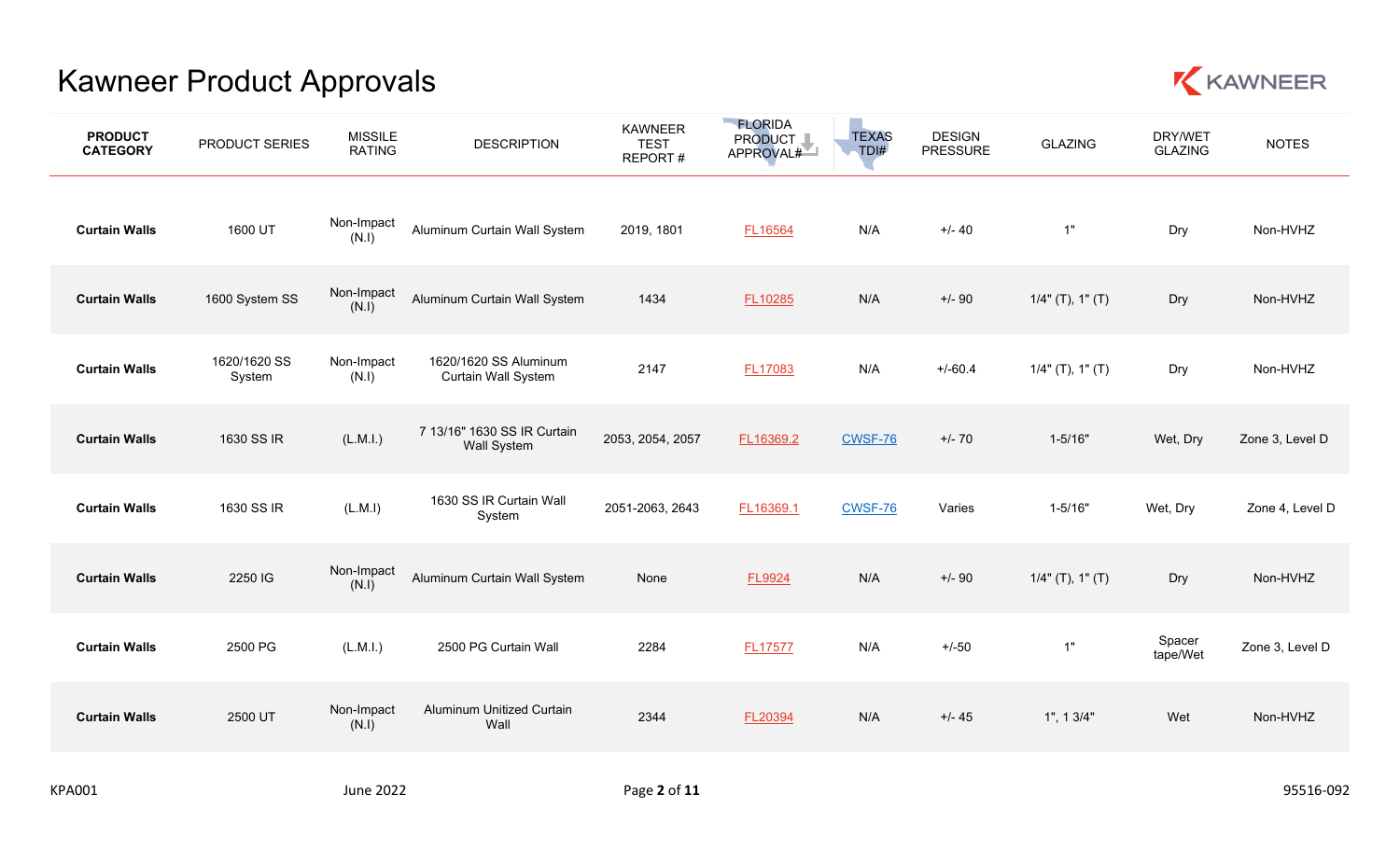# Kawneer Product Approvals

| PRODUCT CATEGORY | PRODUCT SERIES | MISSILE RATING | DESCRIPTION | KAWNEER TEST REPORT # | FLORIDA PRODUCT APPROVAL# | TEXAS TDI# | DESIGN PRESSURE | GLAZING | DRY/WET GLAZING | NOTES |
|---|---|---|---|---|---|---|---|---|---|---|
| **Curtain Walls** | 1600 UT | Non-Impact (N.I) | Aluminum Curtain Wall System | 2019, 1801 | FL16564 | N/A | +/- 40 | 1" | Dry | Non-HVHZ |
| **Curtain Walls** | 1600 System SS | Non-Impact (N.I) | Aluminum Curtain Wall System | 1434 | FL10285 | N/A | +/- 90 | 1/4" (T), 1" (T) | Dry | Non-HVHZ |
| **Curtain Walls** | 1620/1620 SS System | Non-Impact (N.I) | 1620/1620 SS Aluminum Curtain Wall System | 2147 | FL17083 | N/A | +/-60.4 | 1/4" (T), 1" (T) | Dry | Non-HVHZ |
| **Curtain Walls** | 1630 SS IR | (L.M.I.) | 7 13/16" 1630 SS IR Curtain Wall System | 2053, 2054, 2057 | FL16369.2 | CWSF-76 | +/- 70 | 1-5/16" | Wet, Dry | Zone 3, Level D |
| **Curtain Walls** | 1630 SS IR | (L.M.I) | 1630 SS IR Curtain Wall System | 2051-2063, 2643 | FL16369.1 | CWSF-76 | Varies | 1-5/16" | Wet, Dry | Zone 4, Level D |
| **Curtain Walls** | 2250 IG | Non-Impact (N.I) | Aluminum Curtain Wall System | None | FL9924 | N/A | +/- 90 | 1/4" (T), 1" (T) | Dry | Non-HVHZ |
| **Curtain Walls** | 2500 PG | (L.M.I.) | 2500 PG Curtain Wall | 2284 | FL17577 | N/A | +/-50 | 1" | Spacer tape/Wet | Zone 3, Level D |
| **Curtain Walls** | 2500 UT | Non-Impact (N.I) | Aluminum Unitized Curtain Wall | 2344 | FL20394 | N/A | +/- 45 | 1", 1 3/4" | Wet | Non-HVHZ |

KPA001 June 2022 95516-092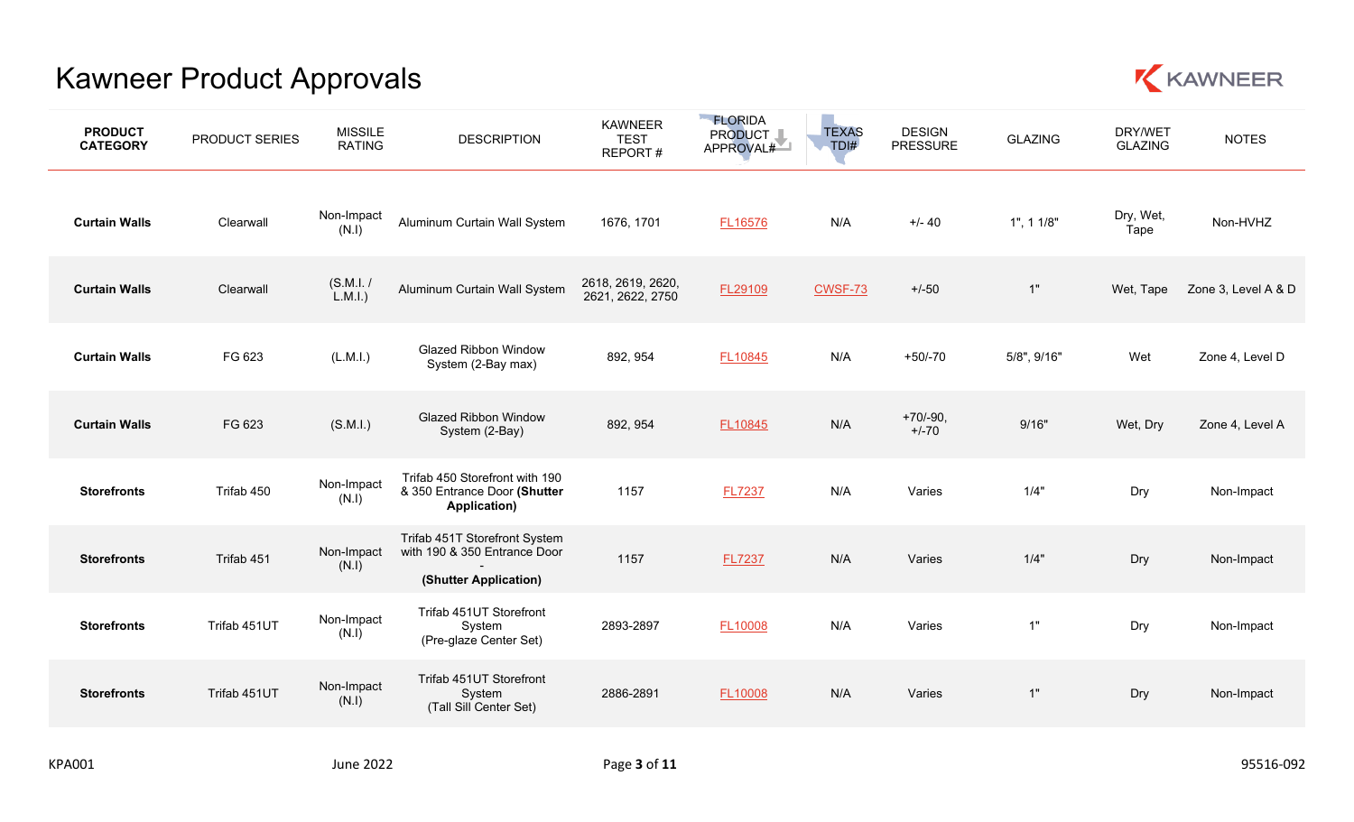# Kawneer Product Approvals

| PRODUCT CATEGORY | PRODUCT SERIES | MISSILE RATING | DESCRIPTION | KAWNEER TEST REPORT # | FLORIDA PRODUCT APPROVAL# | TEXAS TDI# | DESIGN PRESSURE | GLAZING | DRY/WET GLAZING | NOTES |
|---|---|---|---|---|---|---|---|---|---|---|
| **Curtain Walls** | Clearwall | Non-Impact (N.I) | Aluminum Curtain Wall System | 1676, 1701 | FL16576 | N/A | +/- 40 | 1", 1 1/8" | Dry, Wet, Tape | Non-HVHZ |
| **Curtain Walls** | Clearwall | (S.M.I. / L.M.I.) | Aluminum Curtain Wall System | 2618, 2619, 2620, 2621, 2622, 2750 | FL29109 | CWSF-73 | +/-50 | 1" | Wet, Tape | Zone 3, Level A & D |
| **Curtain Walls** | FG 623 | (L.M.I.) | Glazed Ribbon Window System (2-Bay max) | 892, 954 | FL10845 | N/A | +50/-70 | 5/8", 9/16" | Wet | Zone 4, Level D |
| **Curtain Walls** | FG 623 | (S.M.I.) | Glazed Ribbon Window System (2-Bay) | 892, 954 | FL10845 | N/A | +70/-90, +/-70 | 9/16" | Wet, Dry | Zone 4, Level A |
| **Storefronts** | Trifab 450 | Non-Impact (N.I) | Trifab 450 Storefront with 190 & 350 Entrance Door **(Shutter Application)** | 1157 | FL7237 | N/A | Varies | 1/4" | Dry | Non-Impact |
| **Storefronts** | Trifab 451 | Non-Impact (N.I) | Trifab 451T Storefront System with 190 & 350 Entrance Door - **(Shutter Application)** | 1157 | FL7237 | N/A | Varies | 1/4" | Dry | Non-Impact |
| **Storefronts** | Trifab 451UT | Non-Impact (N.I) | Trifab 451UT Storefront System (Pre-glaze Center Set) | 2893-2897 | FL10008 | N/A | Varies | 1" | Dry | Non-Impact |
| **Storefronts** | Trifab 451UT | Non-Impact (N.I) | Trifab 451UT Storefront System (Tall Sill Center Set) | 2886-2891 | FL10008 | N/A | Varies | 1" | Dry | Non-Impact |

KPA001 June 2022 95516-092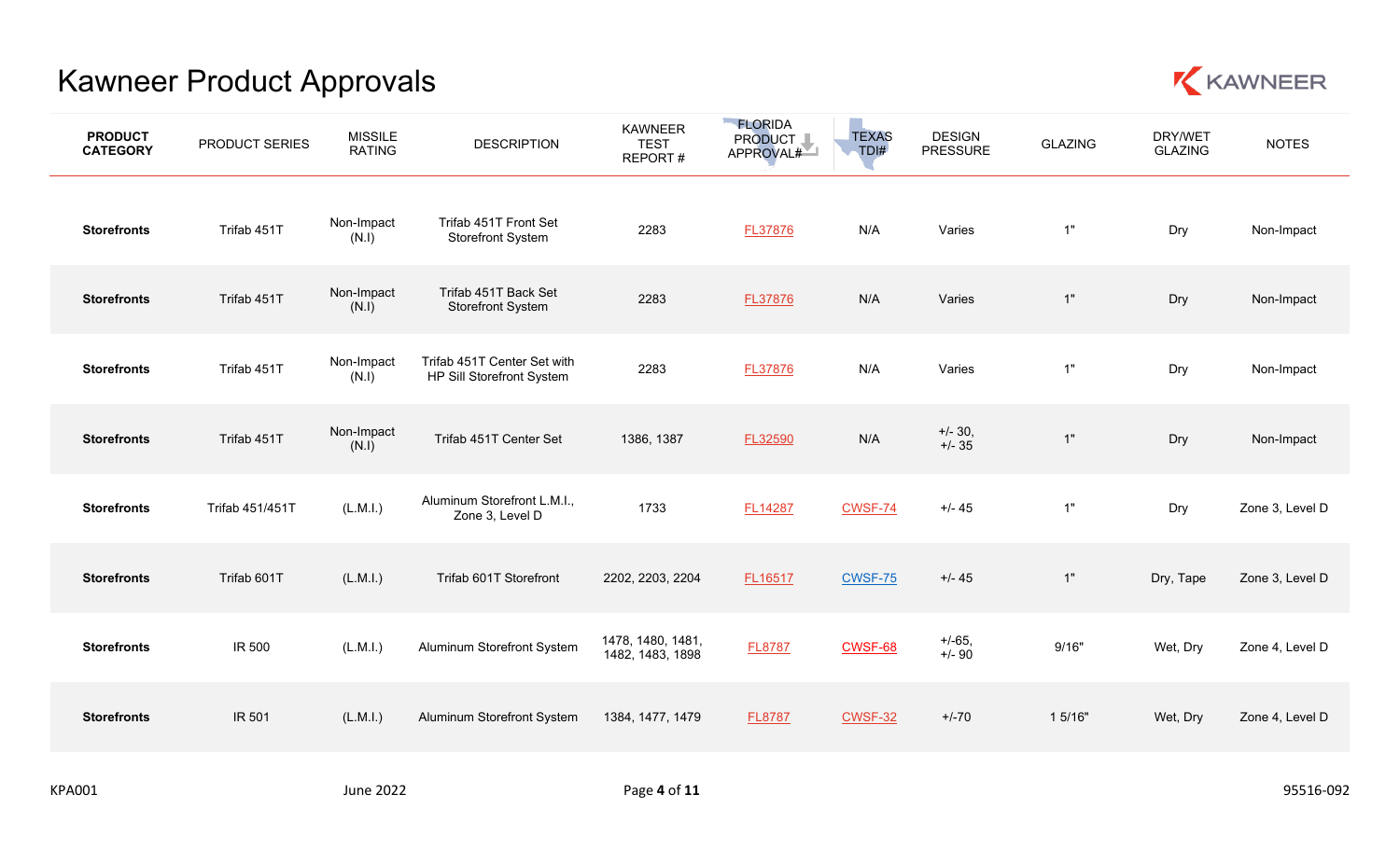# Kawneer Product Approvals

| PRODUCT CATEGORY | PRODUCT SERIES | MISSILE RATING | DESCRIPTION | KAWNEER TEST REPORT # | FLORIDA PRODUCT APPROVAL# | TEXAS TDI# | DESIGN PRESSURE | GLAZING | DRY/WET GLAZING | NOTES |
|---|---|---|---|---|---|---|---|---|---|---|
| **Storefronts** | Trifab 451T | Non-Impact (N.I) | Trifab 451T Front Set Storefront System | 2283 | FL37876 | N/A | Varies | 1" | Dry | Non-Impact |
| **Storefronts** | Trifab 451T | Non-Impact (N.I) | Trifab 451T Back Set Storefront System | 2283 | FL37876 | N/A | Varies | 1" | Dry | Non-Impact |
| **Storefronts** | Trifab 451T | Non-Impact (N.I) | Trifab 451T Center Set with HP Sill Storefront System | 2283 | FL37876 | N/A | Varies | 1" | Dry | Non-Impact |
| **Storefronts** | Trifab 451T | Non-Impact (N.I) | Trifab 451T Center Set | 1386, 1387 | FL32590 | N/A | +/- 30, +/- 35 | 1" | Dry | Non-Impact |
| **Storefronts** | Trifab 451/451T | (L.M.I.) | Aluminum Storefront L.M.I., Zone 3, Level D | 1733 | FL14287 | CWSF-74 | +/- 45 | 1" | Dry | Zone 3, Level D |
| **Storefronts** | Trifab 601T | (L.M.I.) | Trifab 601T Storefront | 2202, 2203, 2204 | FL16517 | CWSF-75 | +/- 45 | 1" | Dry, Tape | Zone 3, Level D |
| **Storefronts** | IR 500 | (L.M.I.) | Aluminum Storefront System | 1478, 1480, 1481, 1482, 1483, 1898 | FL8787 | CWSF-68 | +/-65, +/- 90 | 9/16" | Wet, Dry | Zone 4, Level D |
| **Storefronts** | IR 501 | (L.M.I.) | Aluminum Storefront System | 1384, 1477, 1479 | FL8787 | CWSF-32 | +/-70 | 1 5/16" | Wet, Dry | Zone 4, Level D |

KPA001 June 2022 95516-092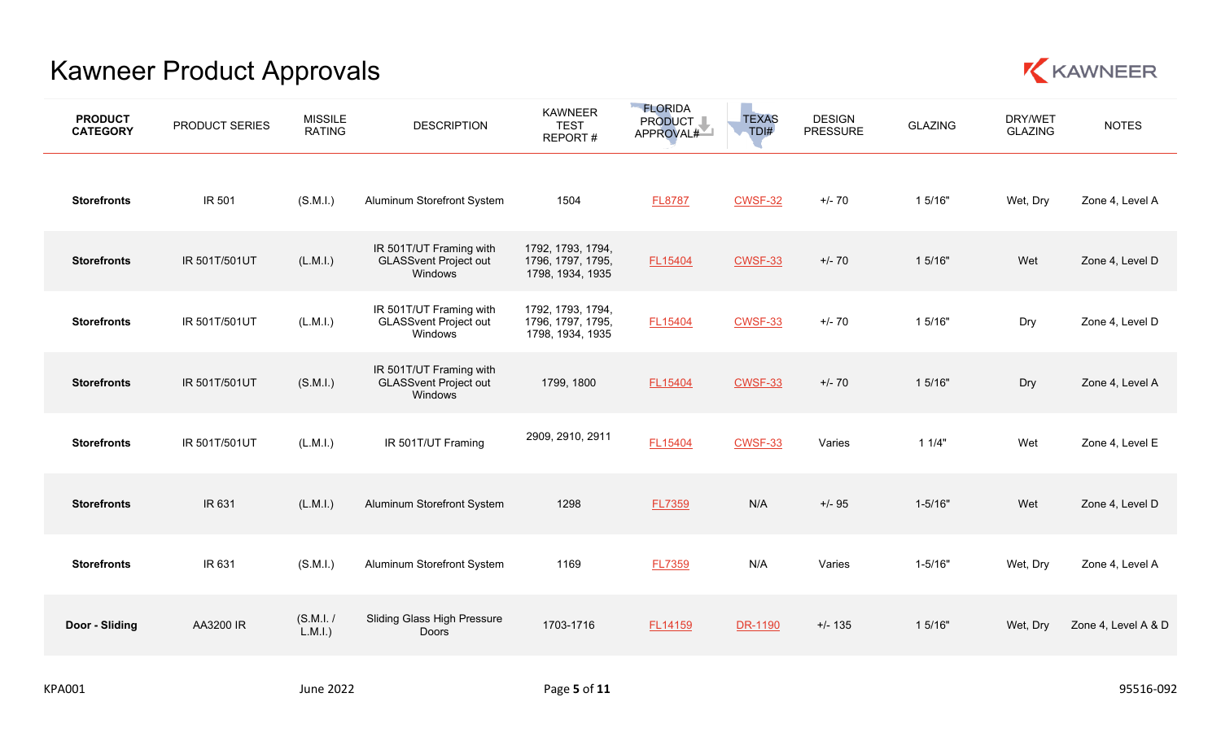# Kawneer Product Approvals

| PRODUCT CATEGORY | PRODUCT SERIES | MISSILE RATING | DESCRIPTION | KAWNEER TEST REPORT # | FLORIDA PRODUCT APPROVAL# | TEXAS TDI# | DESIGN PRESSURE | GLAZING | DRY/WET GLAZING | NOTES |
|---|---|---|---|---|---|---|---|---|---|---|
| **Storefronts** | IR 501 | (S.M.I.) | Aluminum Storefront System | 1504 | FL8787 | CWSF-32 | +/- 70 | 1 5/16" | Wet, Dry | Zone 4, Level A |
| **Storefronts** | IR 501T/501UT | (L.M.I.) | IR 501T/UT Framing with GLASSvent Project out Windows | 1792, 1793, 1794, 1796, 1797, 1795, 1798, 1934, 1935 | FL15404 | CWSF-33 | +/- 70 | 1 5/16" | Wet | Zone 4, Level D |
| **Storefronts** | IR 501T/501UT | (L.M.I.) | IR 501T/UT Framing with GLASSvent Project out Windows | 1792, 1793, 1794, 1796, 1797, 1795, 1798, 1934, 1935 | FL15404 | CWSF-33 | +/- 70 | 1 5/16" | Dry | Zone 4, Level D |
| **Storefronts** | IR 501T/501UT | (S.M.I.) | IR 501T/UT Framing with GLASSvent Project out Windows | 1799, 1800 | FL15404 | CWSF-33 | +/- 70 | 1 5/16" | Dry | Zone 4, Level A |
| **Storefronts** | IR 501T/501UT | (L.M.I.) | IR 501T/UT Framing | 2909, 2910, 2911 | FL15404 | CWSF-33 | Varies | 1 1/4" | Wet | Zone 4, Level E |
| **Storefronts** | IR 631 | (L.M.I.) | Aluminum Storefront System | 1298 | FL7359 | N/A | +/- 95 | 1-5/16" | Wet | Zone 4, Level D |
| **Storefronts** | IR 631 | (S.M.I.) | Aluminum Storefront System | 1169 | FL7359 | N/A | Varies | 1-5/16" | Wet, Dry | Zone 4, Level A |
| **Door - Sliding** | AA3200 IR | (S.M.I. / L.M.I.) | Sliding Glass High Pressure Doors | 1703-1716 | FL14159 | DR-1190 | +/- 135 | 1 5/16" | Wet, Dry | Zone 4, Level A & D |

KPA001 June 2022 95516-092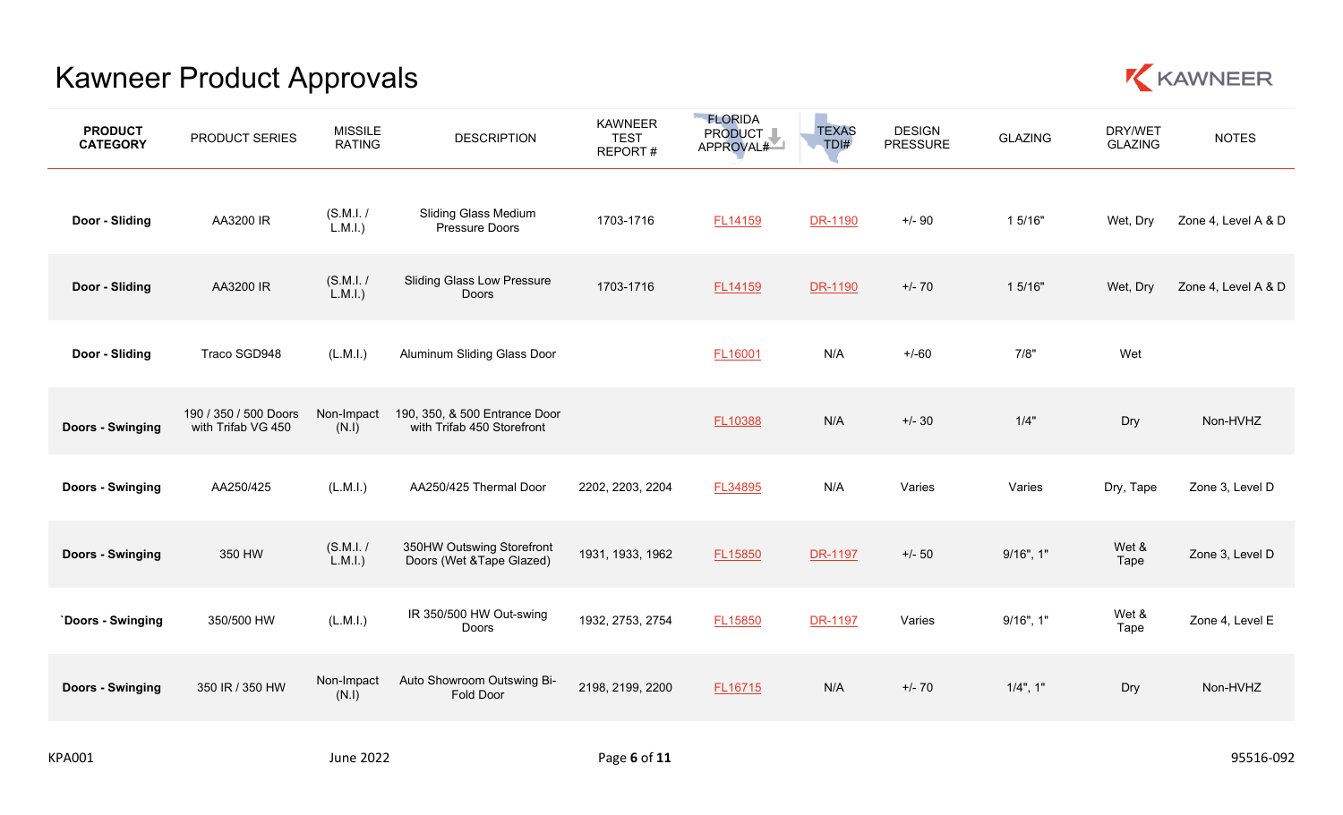# Kawneer Product Approvals

| PRODUCT CATEGORY | PRODUCT SERIES | MISSILE RATING | DESCRIPTION | KAWNEER TEST REPORT # | FLORIDA PRODUCT APPROVAL# | TEXAS TDI# | DESIGN PRESSURE | GLAZING | DRY/WET GLAZING | NOTES |
|---|---|---|---|---|---|---|---|---|---|---|
| **Door - Sliding** | AA3200 IR | (S.M.I. / L.M.I.) | Sliding Glass Medium Pressure Doors | 1703-1716 | FL14159 | DR-1190 | +/- 90 | 1 5/16" | Wet, Dry | Zone 4, Level A & D |
| **Door - Sliding** | AA3200 IR | (S.M.I. / L.M.I.) | Sliding Glass Low Pressure Doors | 1703-1716 | FL14159 | DR-1190 | +/- 70 | 1 5/16" | Wet, Dry | Zone 4, Level A & D |
| **Door - Sliding** | Traco SGD948 | (L.M.I.) | Aluminum Sliding Glass Door | | FL16001 | N/A | +/-60 | 7/8" | Wet | |
| **Doors - Swinging** | 190 / 350 / 500 Doors with Trifab VG 450 | Non-Impact (N.I) | 190, 350, & 500 Entrance Door with Trifab 450 Storefront | | FL10388 | N/A | +/- 30 | 1/4" | Dry | Non-HVHZ |
| **Doors - Swinging** | AA250/425 | (L.M.I.) | AA250/425 Thermal Door | 2202, 2203, 2204 | FL34895 | N/A | Varies | Varies | Dry, Tape | Zone 3, Level D |
| **Doors - Swinging** | 350 HW | (S.M.I. / L.M.I.) | 350HW Outswing Storefront Doors (Wet &Tape Glazed) | 1931, 1933, 1962 | FL15850 | DR-1197 | +/- 50 | 9/16", 1" | Wet & Tape | Zone 3, Level D |
| **`Doors - Swinging** | 350/500 HW | (L.M.I.) | IR 350/500 HW Out-swing Doors | 1932, 2753, 2754 | FL15850 | DR-1197 | Varies | 9/16", 1" | Wet & Tape | Zone 4, Level E |
| **Doors - Swinging** | 350 IR / 350 HW | Non-Impact (N.I) | Auto Showroom Outswing Bi-Fold Door | 2198, 2199, 2200 | FL16715 | N/A | +/- 70 | 1/4", 1" | Dry | Non-HVHZ |

KPA001 June 2022 95516-092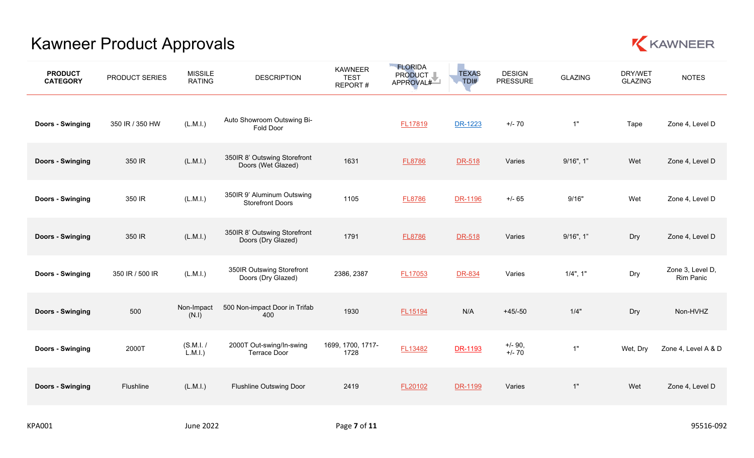# Kawneer Product Approvals

| PRODUCT CATEGORY | PRODUCT SERIES | MISSILE RATING | DESCRIPTION | KAWNEER TEST REPORT # | FLORIDA PRODUCT APPROVAL# | TEXAS TDI# | DESIGN PRESSURE | GLAZING | DRY/WET GLAZING | NOTES |
|---|---|---|---|---|---|---|---|---|---|---|
| **Doors - Swinging** | 350 IR / 350 HW | (L.M.I.) | Auto Showroom Outswing Bi-Fold Door | | FL17819 | DR-1223 | +/- 70 | 1" | Tape | Zone 4, Level D |
| **Doors - Swinging** | 350 IR | (L.M.I.) | 350IR 8' Outswing Storefront Doors (Wet Glazed) | 1631 | FL8786 | DR-518 | Varies | 9/16", 1" | Wet | Zone 4, Level D |
| **Doors - Swinging** | 350 IR | (L.M.I.) | 350IR 9' Aluminum Outswing Storefront Doors | 1105 | FL8786 | DR-1196 | +/- 65 | 9/16" | Wet | Zone 4, Level D |
| **Doors - Swinging** | 350 IR | (L.M.I.) | 350IR 8' Outswing Storefront Doors (Dry Glazed) | 1791 | FL8786 | DR-518 | Varies | 9/16", 1" | Dry | Zone 4, Level D |
| **Doors - Swinging** | 350 IR / 500 IR | (L.M.I.) | 350IR Outswing Storefront Doors (Dry Glazed) | 2386, 2387 | FL17053 | DR-834 | Varies | 1/4", 1" | Dry | Zone 3, Level D, Rim Panic |
| **Doors - Swinging** | 500 | Non-Impact (N.I) | 500 Non-impact Door in Trifab 400 | 1930 | FL15194 | N/A | +45/-50 | 1/4" | Dry | Non-HVHZ |
| **Doors - Swinging** | 2000T | (S.M.I. / L.M.I.) | 2000T Out-swing/In-swing Terrace Door | 1699, 1700, 1717-1728 | FL13482 | DR-1193 | +/- 90, +/- 70 | 1" | Wet, Dry | Zone 4, Level A & D |
| **Doors - Swinging** | Flushline | (L.M.I.) | Flushline Outswing Door | 2419 | FL20102 | DR-1199 | Varies | 1" | Wet | Zone 4, Level D |

KPA001 June 2022 95516-092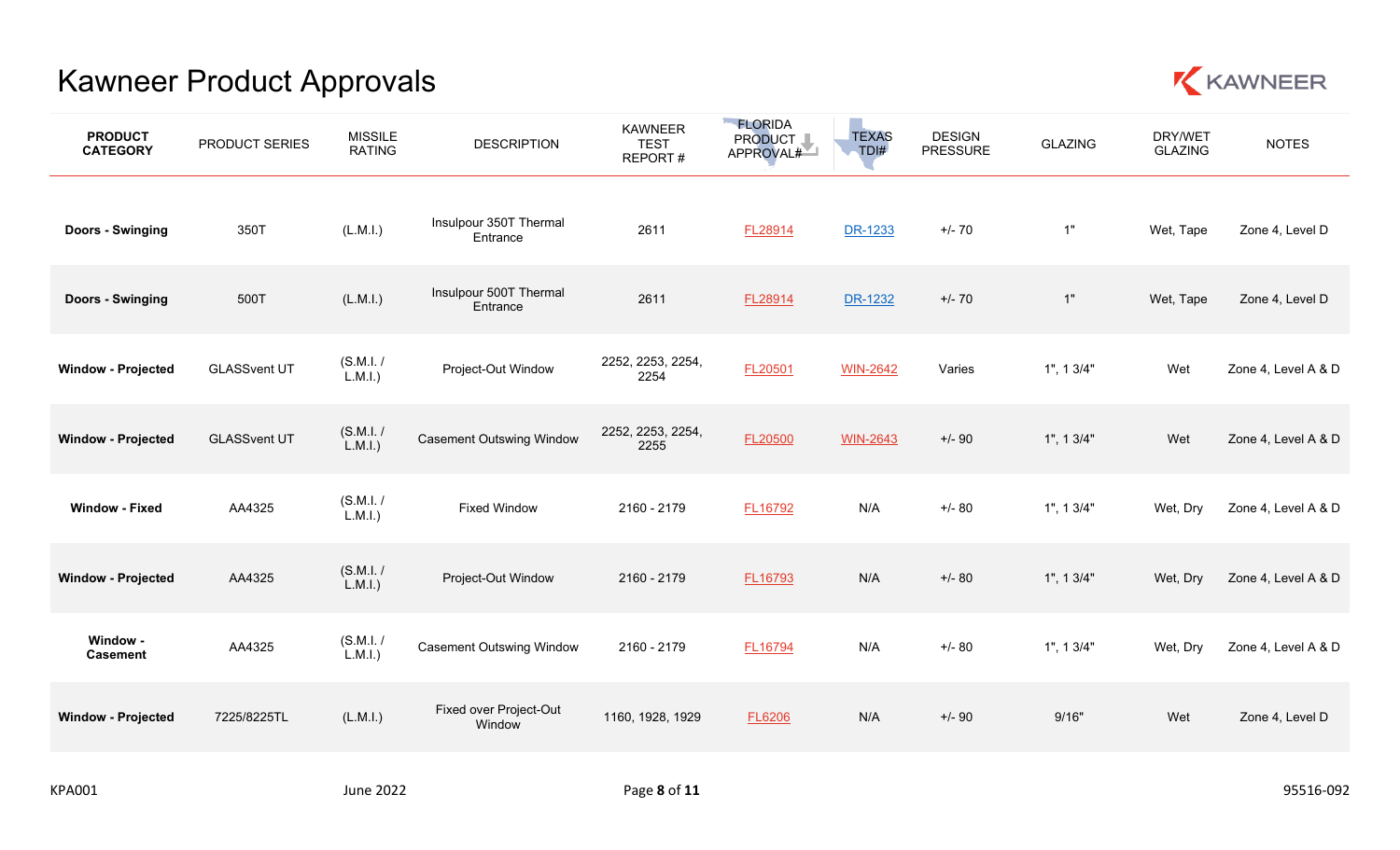# Kawneer Product Approvals

| PRODUCT CATEGORY | PRODUCT SERIES | MISSILE RATING | DESCRIPTION | KAWNEER TEST REPORT # | FLORIDA PRODUCT APPROVAL# | TEXAS TDI# | DESIGN PRESSURE | GLAZING | DRY/WET GLAZING | NOTES |
|---|---|---|---|---|---|---|---|---|---|---|
| **Doors - Swinging** | 350T | (L.M.I.) | Insulpour 350T Thermal Entrance | 2611 | FL28914 | DR-1233 | +/- 70 | 1" | Wet, Tape | Zone 4, Level D |
| **Doors - Swinging** | 500T | (L.M.I.) | Insulpour 500T Thermal Entrance | 2611 | FL28914 | DR-1232 | +/- 70 | 1" | Wet, Tape | Zone 4, Level D |
| **Window - Projected** | GLASSvent UT | (S.M.I. / L.M.I.) | Project-Out Window | 2252, 2253, 2254, 2254 | FL20501 | WIN-2642 | Varies | 1", 1 3/4" | Wet | Zone 4, Level A & D |
| **Window - Projected** | GLASSvent UT | (S.M.I. / L.M.I.) | Casement Outswing Window | 2252, 2253, 2254, 2255 | FL20500 | WIN-2643 | +/- 90 | 1", 1 3/4" | Wet | Zone 4, Level A & D |
| **Window - Fixed** | AA4325 | (S.M.I. / L.M.I.) | Fixed Window | 2160 - 2179 | FL16792 | N/A | +/- 80 | 1", 1 3/4" | Wet, Dry | Zone 4, Level A & D |
| **Window - Projected** | AA4325 | (S.M.I. / L.M.I.) | Project-Out Window | 2160 - 2179 | FL16793 | N/A | +/- 80 | 1", 1 3/4" | Wet, Dry | Zone 4, Level A & D |
| **Window - Casement** | AA4325 | (S.M.I. / L.M.I.) | Casement Outswing Window | 2160 - 2179 | FL16794 | N/A | +/- 80 | 1", 1 3/4" | Wet, Dry | Zone 4, Level A & D |
| **Window - Projected** | 7225/8225TL | (L.M.I.) | Fixed over Project-Out Window | 1160, 1928, 1929 | FL6206 | N/A | +/- 90 | 9/16" | Wet | Zone 4, Level D |

KPA001 June 2022 95516-092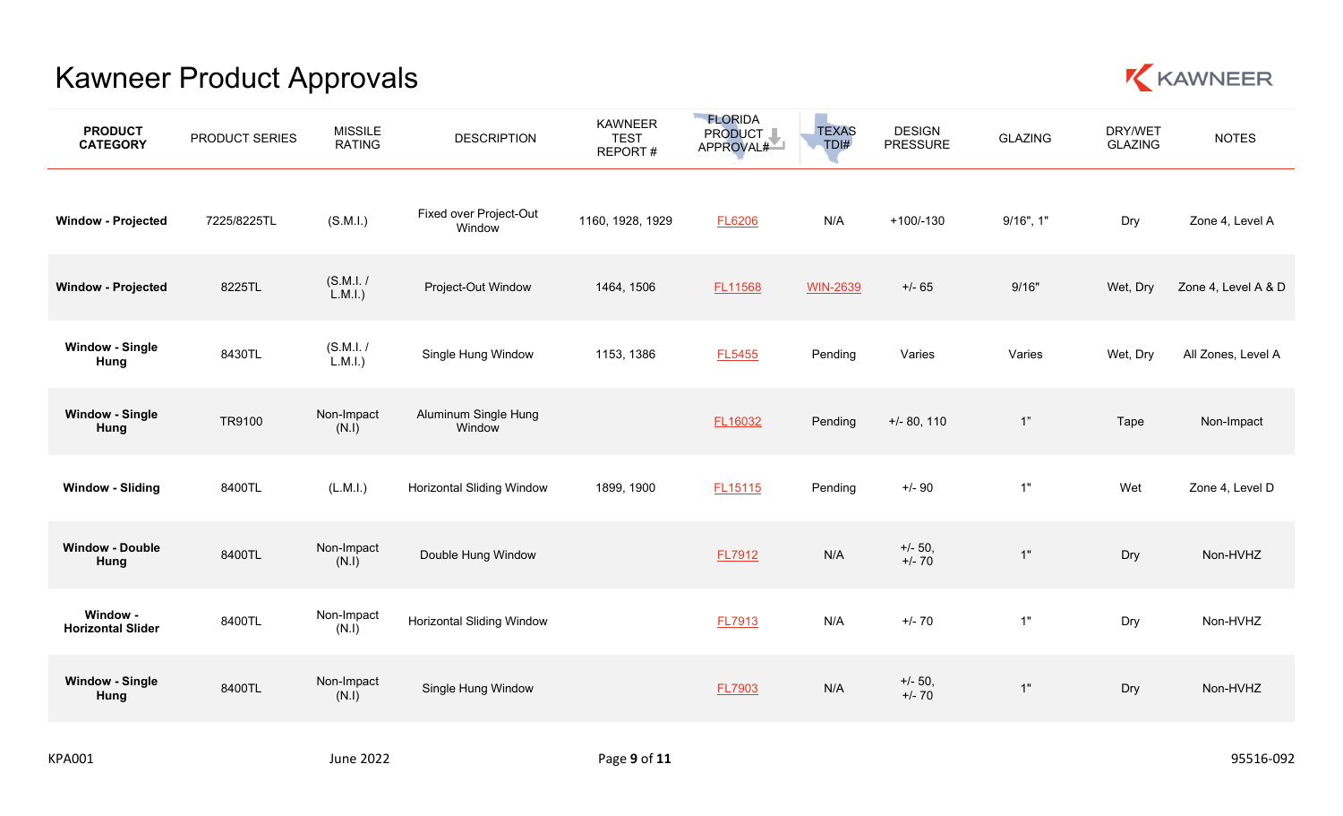# Kawneer Product Approvals

| PRODUCT CATEGORY | PRODUCT SERIES | MISSILE RATING | DESCRIPTION | KAWNEER TEST REPORT # | FLORIDA PRODUCT APPROVAL# | TEXAS TDI# | DESIGN PRESSURE | GLAZING | DRY/WET GLAZING | NOTES |
|---|---|---|---|---|---|---|---|---|---|---|
| **Window - Projected** | 7225/8225TL | (S.M.I.) | Fixed over Project-Out Window | 1160, 1928, 1929 | FL6206 | N/A | +100/-130 | 9/16", 1" | Dry | Zone 4, Level A |
| **Window - Projected** | 8225TL | (S.M.I. / L.M.I.) | Project-Out Window | 1464, 1506 | FL11568 | WIN-2639 | +/- 65 | 9/16" | Wet, Dry | Zone 4, Level A & D |
| **Window - Single Hung** | 8430TL | (S.M.I. / L.M.I.) | Single Hung Window | 1153, 1386 | FL5455 | Pending | Varies | Varies | Wet, Dry | All Zones, Level A |
| **Window - Single Hung** | TR9100 | Non-Impact (N.I) | Aluminum Single Hung Window | | FL16032 | Pending | +/- 80, 110 | 1" | Tape | Non-Impact |
| **Window - Sliding** | 8400TL | (L.M.I.) | Horizontal Sliding Window | 1899, 1900 | FL15115 | Pending | +/- 90 | 1" | Wet | Zone 4, Level D |
| **Window - Double Hung** | 8400TL | Non-Impact (N.I) | Double Hung Window | | FL7912 | N/A | +/- 50, +/- 70 | 1" | Dry | Non-HVHZ |
| **Window - Horizontal Slider** | 8400TL | Non-Impact (N.I) | Horizontal Sliding Window | | FL7913 | N/A | +/- 70 | 1" | Dry | Non-HVHZ |
| **Window - Single Hung** | 8400TL | Non-Impact (N.I) | Single Hung Window | | FL7903 | N/A | +/- 50, +/- 70 | 1" | Dry | Non-HVHZ |

KPA001 June 2022 95516-092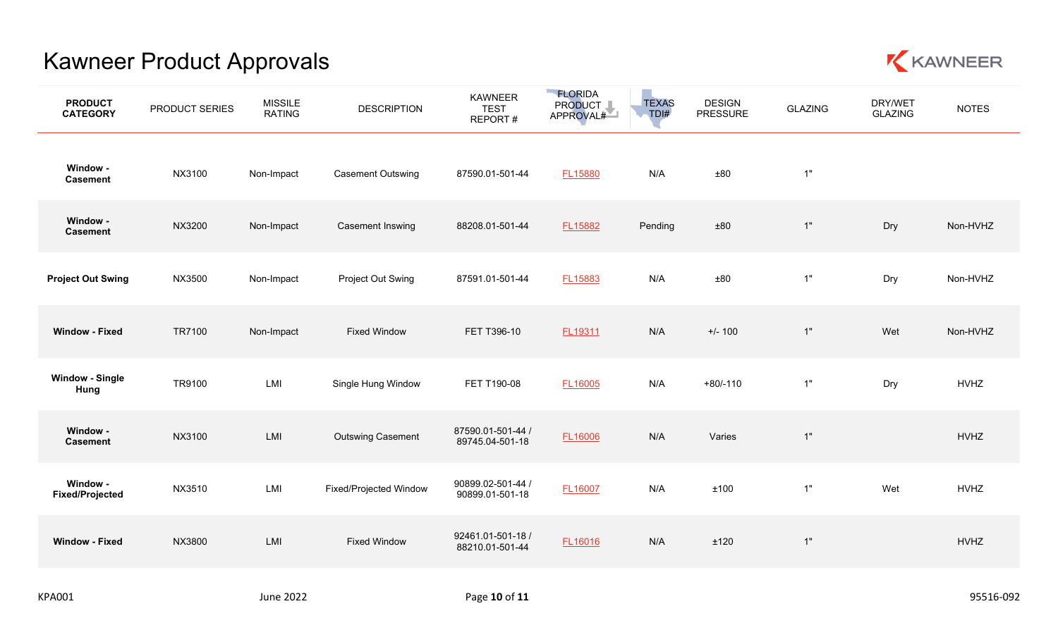# Kawneer Product Approvals

| PRODUCT CATEGORY | PRODUCT SERIES | MISSILE RATING | DESCRIPTION | KAWNEER TEST REPORT # | FLORIDA PRODUCT APPROVAL# | TEXAS TDI# | DESIGN PRESSURE | GLAZING | DRY/WET GLAZING | NOTES |
|---|---|---|---|---|---|---|---|---|---|---|
| **Window - Casement** | NX3100 | Non-Impact | Casement Outswing | 87590.01-501-44 | FL15880 | N/A | ±80 | 1" | | |
| **Window - Casement** | NX3200 | Non-Impact | Casement Inswing | 88208.01-501-44 | FL15882 | Pending | ±80 | 1" | Dry | Non-HVHZ |
| **Project Out Swing** | NX3500 | Non-Impact | Project Out Swing | 87591.01-501-44 | FL15883 | N/A | ±80 | 1" | Dry | Non-HVHZ |
| **Window - Fixed** | TR7100 | Non-Impact | Fixed Window | FET T396-10 | FL19311 | N/A | +/- 100 | 1" | Wet | Non-HVHZ |
| **Window - Single Hung** | TR9100 | LMI | Single Hung Window | FET T190-08 | FL16005 | N/A | +80/-110 | 1" | Dry | HVHZ |
| **Window - Casement** | NX3100 | LMI | Outswing Casement | 87590.01-501-44 / 89745.04-501-18 | FL16006 | N/A | Varies | 1" | | HVHZ |
| **Window - Fixed/Projected** | NX3510 | LMI | Fixed/Projected Window | 90899.02-501-44 / 90899.01-501-18 | FL16007 | N/A | ±100 | 1" | Wet | HVHZ |
| **Window - Fixed** | NX3800 | LMI | Fixed Window | 92461.01-501-18 / 88210.01-501-44 | FL16016 | N/A | ±120 | 1" | | HVHZ |

KPA001 June 2022 95516-092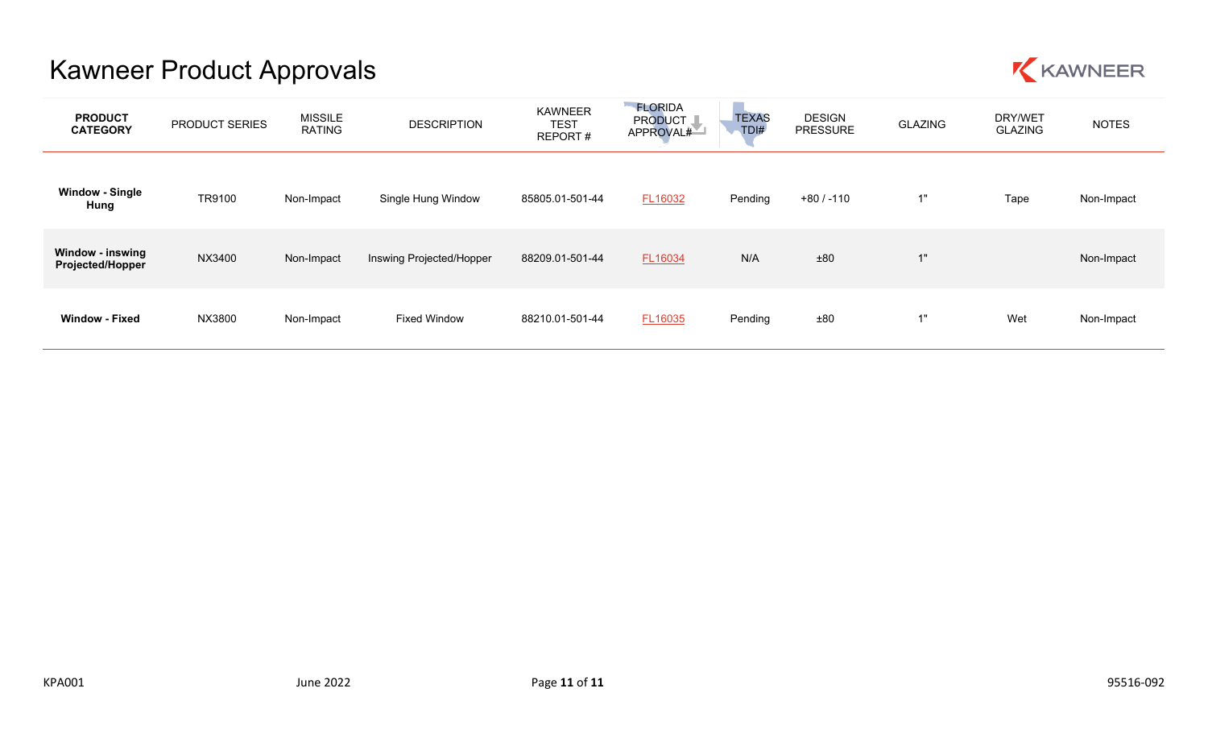# Kawneer Product Approvals

| PRODUCT CATEGORY | PRODUCT SERIES | MISSILE RATING | DESCRIPTION | KAWNEER TEST REPORT # | FLORIDA PRODUCT APPROVAL# | TEXAS TDI# | DESIGN PRESSURE | GLAZING | DRY/WET GLAZING | NOTES |
|---|---|---|---|---|---|---|---|---|---|---|
| **Window - Single Hung** | TR9100 | Non-Impact | Single Hung Window | 85805.01-501-44 | FL16032 | Pending | +80 / -110 | 1" | Tape | Non-Impact |
| **Window - inswing Projected/Hopper** | NX3400 | Non-Impact | Inswing Projected/Hopper | 88209.01-501-44 | FL16034 | N/A | ±80 | 1" | | Non-Impact |
| **Window - Fixed** | NX3800 | Non-Impact | Fixed Window | 88210.01-501-44 | FL16035 | Pending | ±80 | 1" | Wet | Non-Impact |

KPA001 June 2022 95516-092